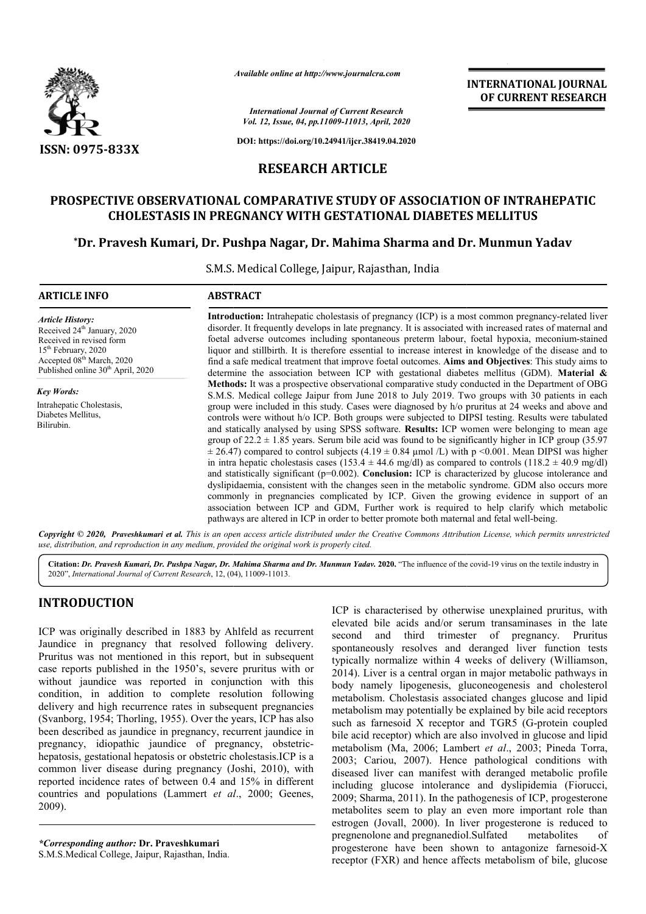*Available online at http://www.journalcra.com*

*International Journal of Current Research*
*Vol. 12, Issue, 04, pp.11009-11013, April, 2020*

**DOI: https://doi.org/10.24941/ijcr.38419.04.2020**

**INTERNATIONAL JOURNAL OF CURRENT RESEARCH**

**ISSN: 0975-833X**

## RESEARCH ARTICLE

# PROSPECTIVE OBSERVATIONAL COMPARATIVE STUDY OF ASSOCIATION OF INTRAHEPATIC CHOLESTASIS IN PREGNANCY WITH GESTATIONAL DIABETES MELLITUS

**\*Dr. Pravesh Kumari, Dr. Pushpa Nagar, Dr. Mahima Sharma and Dr. Munmun Yadav**

S.M.S. Medical College, Jaipur, Rajasthan, India

**ARTICLE INFO**

*Article History:*
Received 24th January, 2020
Received in revised form
15th February, 2020
Accepted 08th March, 2020
Published online 30th April, 2020

*Key Words:*
Intrahepatic Cholestasis,
Diabetes Mellitus,
Bilirubin.

**ABSTRACT**

**Introduction:** Intrahepatic cholestasis of pregnancy (ICP) is a most common pregnancy-related liver disorder. It frequently develops in late pregnancy. It is associated with increased rates of maternal and foetal adverse outcomes including spontaneous preterm labour, foetal hypoxia, meconium-stained liquor and stillbirth. It is therefore essential to increase interest in knowledge of the disease and to find a safe medical treatment that improve foetal outcomes. **Aims and Objectives**: This study aims to determine the association between ICP with gestational diabetes mellitus (GDM). **Material & Methods:** It was a prospective observational comparative study conducted in the Department of OBG S.M.S. Medical college Jaipur from June 2018 to July 2019. Two groups with 30 patients in each group were included in this study. Cases were diagnosed by h/o pruritus at 24 weeks and above and controls were without h/o ICP. Both groups were subjected to DIPSI testing. Results were tabulated and statically analysed by using SPSS software. **Results:** ICP women were belonging to mean age group of $22.2 \pm 1.85$ years. Serum bile acid was found to be significantly higher in ICP group ($35.97 \pm 26.47$) compared to control subjects ($4.19 \pm 0.84$ μmol /L) with $p < 0.001$. Mean DIPSI was higher in intra hepatic cholestasis cases ($153.4 \pm 44.6$ mg/dl) as compared to controls ($118.2 \pm 40.9$ mg/dl) and statistically significant ($p=0.002$). **Conclusion:** ICP is characterized by glucose intolerance and dyslipidaemia, consistent with the changes seen in the metabolic syndrome. GDM also occurs more commonly in pregnancies complicated by ICP. Given the growing evidence in support of an association between ICP and GDM, Further work is required to help clarify which metabolic pathways are altered in ICP in order to better promote both maternal and fetal well-being.

*Copyright © 2020, Praveshkumari et al. This is an open access article distributed under the Creative Commons Attribution License, which permits unrestricted use, distribution, and reproduction in any medium, provided the original work is properly cited.*

**Citation:** *Dr. Pravesh Kumari, Dr. Pushpa Nagar, Dr. Mahima Sharma and Dr. Munmun Yadav.* **2020.** "The influence of the covid-19 virus on the textile industry in 2020", *International Journal of Current Research*, 12, (04), 11009-11013.

## INTRODUCTION

ICP was originally described in 1883 by Ahlfeld as recurrent Jaundice in pregnancy that resolved following delivery. Pruritus was not mentioned in this report, but in subsequent case reports published in the 1950's, severe pruritus with or without jaundice was reported in conjunction with this condition, in addition to complete resolution following delivery and high recurrence rates in subsequent pregnancies (Svanborg, 1954; Thorling, 1955). Over the years, ICP has also been described as jaundice in pregnancy, recurrent jaundice in pregnancy, idiopathic jaundice of pregnancy, obstetric-hepatosis, gestational hepatosis or obstetric cholestasis.ICP is a common liver disease during pregnancy (Joshi, 2010), with reported incidence rates of between 0.4 and 15% in different countries and populations (Lammert *et al*., 2000; Geenes, 2009).

ICP is characterised by otherwise unexplained pruritus, with elevated bile acids and/or serum transaminases in the late second and third trimester of pregnancy. Pruritus spontaneously resolves and deranged liver function tests typically normalize within 4 weeks of delivery (Williamson, 2014). Liver is a central organ in major metabolic pathways in body namely lipogenesis, gluconeogenesis and cholesterol metabolism. Cholestasis associated changes glucose and lipid metabolism may potentially be explained by bile acid receptors such as farnesoid X receptor and TGR5 (G-protein coupled bile acid receptor) which are also involved in glucose and lipid metabolism (Ma, 2006; Lambert *et al*., 2003; Pineda Torra, 2003; Cariou, 2007). Hence pathological conditions with diseased liver can manifest with deranged metabolic profile including glucose intolerance and dyslipidemia (Fiorucci, 2009; Sharma, 2011). In the pathogenesis of ICP, progesterone metabolites seem to play an even more important role than estrogen (Jovall, 2000). In liver progesterone is reduced to pregnenolone and pregnanediol.Sulfated metabolites of progesterone have been shown to antagonize farnesoid-X receptor (FXR) and hence affects metabolism of bile, glucose

*\*Corresponding author:* **Dr. Praveshkumari**
S.M.S.Medical College, Jaipur, Rajasthan, India.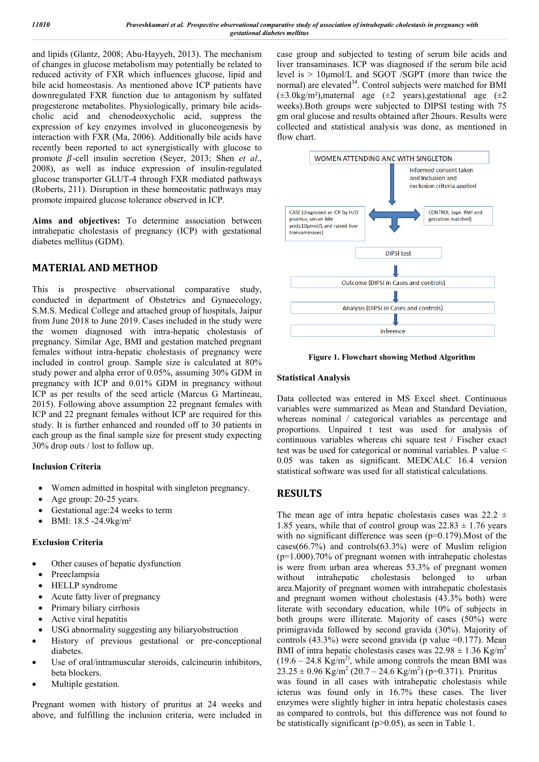and lipids (Glantz, 2008; Abu-Hayyeh, 2013). The mechanism of changes in glucose metabolism may potentially be related to reduced activity of FXR which influences glucose, lipid and bile acid homeostasis. As mentioned above ICP patients have downregulated FXR function due to antagonism by sulfated progesterone metabolites. Physiologically, primary bile acids-cholic acid and chenodeoxycholic acid, suppress the expression of key enzymes involved in gluconeogenesis by interaction with FXR (Ma, 2006). Additionally bile acids have recently been reported to act synergistically with glucose to promote $\beta$-cell insulin secretion (Seyer, 2013; Shen *et al*., 2008), as well as induce expression of insulin-regulated glucose transporter GLUT-4 through FXR mediated pathways (Roberts, 211). Disruption in these homeostatic pathways may promote impaired glucose tolerance observed in ICP.

**Aims and objectives:** To determine association between intrahepatic cholestasis of pregnancy (ICP) with gestational diabetes mellitus (GDM).

## MATERIAL AND METHOD

This is prospective observational comparative study, conducted in department of Obstetrics and Gynaecology, S.M.S. Medical College and attached group of hospitals, Jaipur from June 2018 to June 2019. Cases included in the study were the women diagnosed with intra-hepatic cholestasis of pregnancy. Similar Age, BMI and gestation matched pregnant females without intra-hepatic cholestasis of pregnancy were included in control group. Sample size is calculated at 80% study power and alpha error of 0.05%, assuming 30% GDM in pregnancy with ICP and 0.01% GDM in pregnancy without ICP as per results of the seed article (Marcus G Martineau, 2015). Following above assumption 22 pregnant females with ICP and 22 pregnant females without ICP are required for this study. It is further enhanced and rounded off to 30 patients in each group as the final sample size for present study expecting 30% drop outs / lost to follow up.

### Inclusion Criteria

- Women admitted in hospital with singleton pregnancy.
- Age group: 20-25 years.
- Gestational age:24 weeks to term
- BMI: 18.5 -24.9kg/m²

### Exclusion Criteria

- Other causes of hepatic dysfunction
- Preeclampsia
- HELLP syndrome
- Acute fatty liver of pregnancy
- Primary biliary cirrhosis
- Active viral hepatitis
- USG abnormality suggesting any biliaryobstruction
- History of previous gestational or pre-conceptional diabetes.
- Use of oral/intramuscular steroids, calcineurin inhibitors, beta blockers.
- Multiple gestation.

Pregnant women with history of pruritus at 24 weeks and above, and fulfilling the inclusion criteria, were included in case group and subjected to testing of serum bile acids and liver transaminases. ICP was diagnosed if the serum bile acid level is > 10μmol/L and SGOT /SGPT (more than twice the normal) are elevated[34]. Control subjects were matched for BMI (±3.0kg/m²),maternal age (±2 years),gestational age (±2 weeks).Both groups were subjected to DIPSI testing with 75 gm oral glucose and results obtained after 2hours. Results were collected and statistical analysis was done, as mentioned in flow chart.

WOMEN ATTENDING ANC WITH SINGLETON

Informed consent taken and Inclusion and exclusion criteria applied

CASE (diagnosed as ICP by H/O pruritus, serum bile acid≥10μmol/L and raised liver transaminases)

CONTROL (age, BMI and gestation matched)

DIPSI test

Outcome (DIPSI in Cases and controls)

Analysis (DIPSI in Cases and controls)

Inference

**Figure 1. Flowchart showing Method Algorithm**

### Statistical Analysis

Data collected was entered in MS Excel sheet. Continuous variables were summarized as Mean and Standard Deviation, whereas nominal / categorical variables as percentage and proportions. Unpaired t test was used for analysis of continuous variables whereas chi square test / Fischer exact test was be used for categorical or nominal variables. P value < 0.05 was taken as significant. MEDCALC 16.4 version statistical software was used for all statistical calculations.

## RESULTS

The mean age of intra hepatic cholestasis cases was 22.2 ± 1.85 years, while that of control group was 22.83 ± 1.76 years with no significant difference was seen (p=0.179).Most of the cases(66.7%) and controls(63.3%) were of Muslim religion (p=1.000).70% of pregnant women with intrahepatic cholestas is were from urban area whereas 53.3% of pregnant women without intrahepatic cholestasis belonged to urban area.Majority of pregnant women with intrahepatic cholestasis and pregnant women without cholestasis (43.3% both) were literate with secondary education, while 10% of subjects in both groups were illiterate. Majority of cases (50%) were primigravida followed by second gravida (30%). Majority of controls (43.3%) were second gravida (p value =0.177). Mean BMI of intra hepatic cholestasis cases was 22.98 ± 1.36 Kg/m$^2$ (19.6 – 24.8 Kg/m$^2$), while among controls the mean BMI was 23.25 ± 0.96 Kg/m$^2$ (20.7 – 24.6 Kg/m$^2$) (p=0.371). Pruritus was found in all cases with intrahepatic cholestasis while icterus was found only in 16.7% these cases. The liver enzymes were slightly higher in intra hepatic cholestasis cases as compared to controls, but this difference was not found to be statistically significant (p>0.05), as seen in Table 1.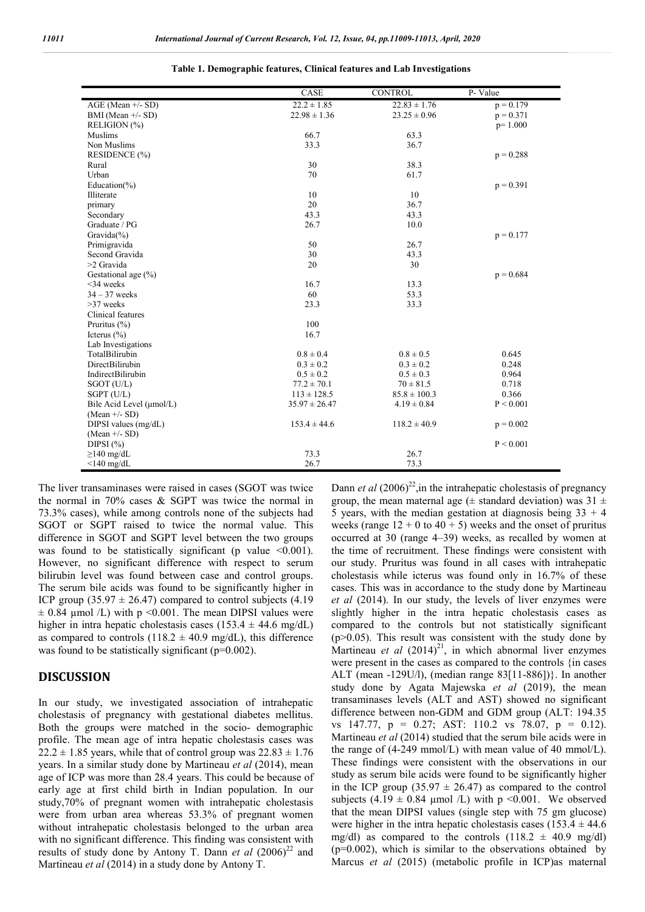**Table 1. Demographic features, Clinical features and Lab Investigations**

| | CASE | CONTROL | P- Value |
|---|---|---|---|
| AGE (Mean +/- SD) | 22.2 ± 1.85 | 22.83 ± 1.76 | p = 0.179 |
| BMI (Mean +/- SD) | 22.98 ± 1.36 | 23.25 ± 0.96 | p = 0.371 |
| RELIGION (%) | | | p= 1.000 |
| Muslims | 66.7 | 63.3 | |
| Non Muslims | 33.3 | 36.7 | |
| RESIDENCE (%) | | | p = 0.288 |
| Rural | 30 | 38.3 | |
| Urban | 70 | 61.7 | |
| Education(%) | | | p = 0.391 |
| Illiterate | 10 | 10 | |
| primary | 20 | 36.7 | |
| Secondary | 43.3 | 43.3 | |
| Graduate / PG | 26.7 | 10.0 | |
| Gravida(%) | | | p = 0.177 |
| Primigravida | 50 | 26.7 | |
| Second Gravida | 30 | 43.3 | |
| >2 Gravida | 20 | 30 | |
| Gestational age (%) | | | p = 0.684 |
| <34 weeks | 16.7 | 13.3 | |
| 34 – 37 weeks | 60 | 53.3 | |
| >37 weeks | 23.3 | 33.3 | |
| Clinical features | | | |
| Pruritus (%) | 100 | | |
| Icterus (%) | 16.7 | | |
| Lab Investigations | | | |
| TotalBilirubin | 0.8 ± 0.4 | 0.8 ± 0.5 | 0.645 |
| DirectBilirubin | 0.3 ± 0.2 | 0.3 ± 0.2 | 0.248 |
| IndirectBilirubin | 0.5 ± 0.2 | 0.5 ± 0.3 | 0.964 |
| SGOT (U/L) | 77.2 ± 70.1 | 70 ± 81.5 | 0.718 |
| SGPT (U/L) | 113 ± 128.5 | 85.8 ± 100.3 | 0.366 |
| Bile Acid Level (μmol/L) (Mean +/- SD) | 35.97 ± 26.47 | 4.19 ± 0.84 | P < 0.001 |
| DIPSI values (mg/dL) (Mean +/- SD) | 153.4 ± 44.6 | 118.2 ± 40.9 | p = 0.002 |
| DIPSI (%) | | | P < 0.001 |
| ≥140 mg/dL | 73.3 | 26.7 | |
| <140 mg/dL | 26.7 | 73.3 | |

The liver transaminases were raised in cases (SGOT was twice the normal in 70% cases & SGPT was twice the normal in 73.3% cases), while among controls none of the subjects had SGOT or SGPT raised to twice the normal value. This difference in SGOT and SGPT level between the two groups was found to be statistically significant (p value <0.001). However, no significant difference with respect to serum bilirubin level was found between case and control groups. The serum bile acids was found to be significantly higher in ICP group (35.97 ± 26.47) compared to control subjects (4.19 ± 0.84 μmol /L) with p <0.001. The mean DIPSI values were higher in intra hepatic cholestasis cases (153.4 ± 44.6 mg/dL) as compared to controls (118.2 ± 40.9 mg/dL), this difference was found to be statistically significant (p=0.002).

## DISCUSSION

In our study, we investigated association of intrahepatic cholestasis of pregnancy with gestational diabetes mellitus. Both the groups were matched in the socio- demographic profile. The mean age of intra hepatic cholestasis cases was 22.2 ± 1.85 years, while that of control group was 22.83 ± 1.76 years. In a similar study done by Martineau *et al* (2014), mean age of ICP was more than 28.4 years. This could be because of early age at first child birth in Indian population. In our study,70% of pregnant women with intrahepatic cholestasis were from urban area whereas 53.3% of pregnant women without intrahepatic cholestasis belonged to the urban area with no significant difference. This finding was consistent with results of study done by Antony T. Dann *et al* (2006)[22] and Martineau *et al* (2014) in a study done by Antony T. Dann *et al* (2006)[22],in the intrahepatic cholestasis of pregnancy group, the mean maternal age (± standard deviation) was 31 ± 5 years, with the median gestation at diagnosis being 33 + 4 weeks (range 12 + 0 to 40 + 5) weeks and the onset of pruritus occurred at 30 (range 4–39) weeks, as recalled by women at the time of recruitment. These findings were consistent with our study. Pruritus was found in all cases with intrahepatic cholestasis while icterus was found only in 16.7% of these cases. This was in accordance to the study done by Martineau *et al* (2014). In our study, the levels of liver enzymes were slightly higher in the intra hepatic cholestasis cases as compared to the controls but not statistically significant (p>0.05). This result was consistent with the study done by Martineau *et al* (2014)[21], in which abnormal liver enzymes were present in the cases as compared to the controls {in cases ALT (mean -129U/l), (median range 83[11-886])}. In another study done by Agata Majewska *et al* (2019), the mean transaminases levels (ALT and AST) showed no significant difference between non-GDM and GDM group (ALT: 194.35 vs 147.77, p = 0.27; AST: 110.2 vs 78.07, p = 0.12). Martineau *et al* (2014) studied that the serum bile acids were in the range of (4-249 mmol/L) with mean value of 40 mmol/L). These findings were consistent with the observations in our study as serum bile acids were found to be significantly higher in the ICP group (35.97 ± 26.47) as compared to the control subjects (4.19 ± 0.84 μmol /L) with p <0.001. We observed that the mean DIPSI values (single step with 75 gm glucose) were higher in the intra hepatic cholestasis cases (153.4 ± 44.6 mg/dl) as compared to the controls (118.2 ± 40.9 mg/dl) (p=0.002), which is similar to the observations obtained by Marcus *et al* (2015) (metabolic profile in ICP)as maternal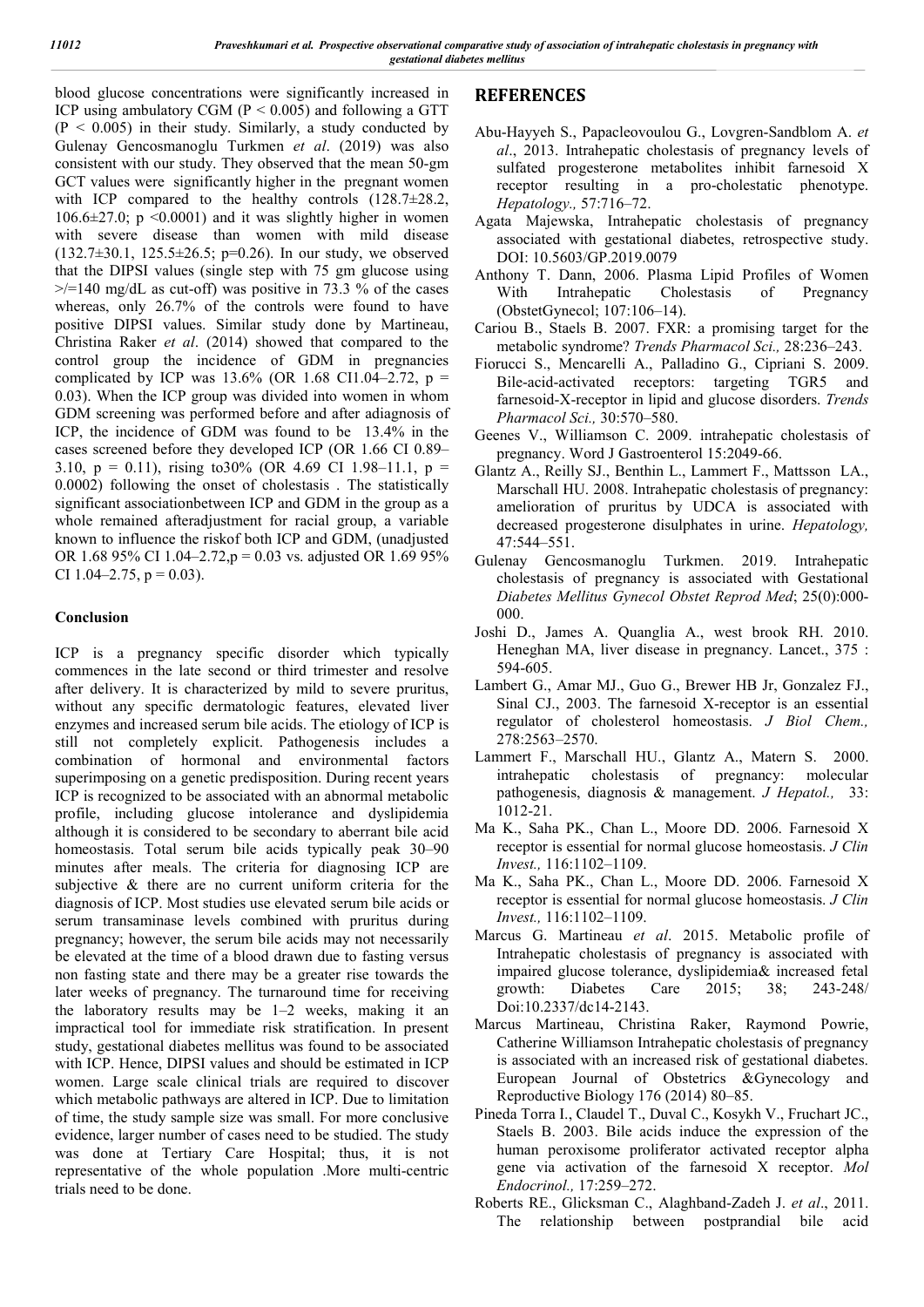blood glucose concentrations were significantly increased in ICP using ambulatory CGM ($P < 0.005$) and following a GTT ($P < 0.005$) in their study. Similarly, a study conducted by Gulenay Gencosmanoglu Turkmen *et al*. (2019) was also consistent with our study. They observed that the mean 50-gm GCT values were significantly higher in the pregnant women with ICP compared to the healthy controls (128.7±28.2, 106.6±27.0; p <0.0001) and it was slightly higher in women with severe disease than women with mild disease (132.7±30.1, 125.5±26.5; p=0.26). In our study, we observed that the DIPSI values (single step with 75 gm glucose using >/=140 mg/dL as cut-off) was positive in 73.3 % of the cases whereas, only 26.7% of the controls were found to have positive DIPSI values. Similar study done by Martineau, Christina Raker *et al*. (2014) showed that compared to the control group the incidence of GDM in pregnancies complicated by ICP was 13.6% (OR 1.68 CI1.04–2.72, p = 0.03). When the ICP group was divided into women in whom GDM screening was performed before and after adiagnosis of ICP, the incidence of GDM was found to be 13.4% in the cases screened before they developed ICP (OR 1.66 CI 0.89–3.10, p = 0.11), rising to30% (OR 4.69 CI 1.98–11.1, p = 0.0002) following the onset of cholestasis . The statistically significant associationbetween ICP and GDM in the group as a whole remained afteradjustment for racial group, a variable known to influence the riskof both ICP and GDM, (unadjusted OR 1.68 95% CI 1.04–2.72,p = 0.03 vs. adjusted OR 1.69 95% CI 1.04–2.75, p = 0.03).

## Conclusion

ICP is a pregnancy specific disorder which typically commences in the late second or third trimester and resolve after delivery. It is characterized by mild to severe pruritus, without any specific dermatologic features, elevated liver enzymes and increased serum bile acids. The etiology of ICP is still not completely explicit. Pathogenesis includes a combination of hormonal and environmental factors superimposing on a genetic predisposition. During recent years ICP is recognized to be associated with an abnormal metabolic profile, including glucose intolerance and dyslipidemia although it is considered to be secondary to aberrant bile acid homeostasis. Total serum bile acids typically peak 30–90 minutes after meals. The criteria for diagnosing ICP are subjective & there are no current uniform criteria for the diagnosis of ICP. Most studies use elevated serum bile acids or serum transaminase levels combined with pruritus during pregnancy; however, the serum bile acids may not necessarily be elevated at the time of a blood drawn due to fasting versus non fasting state and there may be a greater rise towards the later weeks of pregnancy. The turnaround time for receiving the laboratory results may be 1–2 weeks, making it an impractical tool for immediate risk stratification. In present study, gestational diabetes mellitus was found to be associated with ICP. Hence, DIPSI values and should be estimated in ICP women. Large scale clinical trials are required to discover which metabolic pathways are altered in ICP. Due to limitation of time, the study sample size was small. For more conclusive evidence, larger number of cases need to be studied. The study was done at Tertiary Care Hospital; thus, it is not representative of the whole population .More multi-centric trials need to be done.

## REFERENCES

Abu-Hayyeh S., Papacleovoulou G., Lovgren-Sandblom A. *et al*., 2013. Intrahepatic cholestasis of pregnancy levels of sulfated progesterone metabolites inhibit farnesoid X receptor resulting in a pro-cholestatic phenotype. *Hepatology.,* 57:716–72.

Agata Majewska, Intrahepatic cholestasis of pregnancy associated with gestational diabetes, retrospective study. DOI: 10.5603/GP.2019.0079

Anthony T. Dann, 2006. Plasma Lipid Profiles of Women With Intrahepatic Cholestasis of Pregnancy (ObstetGynecol; 107:106–14).

Cariou B., Staels B. 2007. FXR: a promising target for the metabolic syndrome? *Trends Pharmacol Sci.,* 28:236–243.

Fiorucci S., Mencarelli A., Palladino G., Cipriani S. 2009. Bile-acid-activated receptors: targeting TGR5 and farnesoid-X-receptor in lipid and glucose disorders. *Trends Pharmacol Sci.,* 30:570–580.

Geenes V., Williamson C. 2009. intrahepatic cholestasis of pregnancy. Word J Gastroenterol 15:2049-66.

Glantz A., Reilly SJ., Benthin L., Lammert F., Mattsson LA., Marschall HU. 2008. Intrahepatic cholestasis of pregnancy: amelioration of pruritus by UDCA is associated with decreased progesterone disulphates in urine. *Hepatology,* 47:544–551.

Gulenay Gencosmanoglu Turkmen. 2019. Intrahepatic cholestasis of pregnancy is associated with Gestational *Diabetes Mellitus Gynecol Obstet Reprod Med*; 25(0):000-000.

Joshi D., James A. Quanglia A., west brook RH. 2010. Heneghan MA, liver disease in pregnancy. Lancet., 375 : 594-605.

Lambert G., Amar MJ., Guo G., Brewer HB Jr, Gonzalez FJ., Sinal CJ., 2003. The farnesoid X-receptor is an essential regulator of cholesterol homeostasis. *J Biol Chem.,* 278:2563–2570.

Lammert F., Marschall HU., Glantz A., Matern S. 2000. intrahepatic cholestasis of pregnancy: molecular pathogenesis, diagnosis & management. *J Hepatol.,* 33: 1012-21.

Ma K., Saha PK., Chan L., Moore DD. 2006. Farnesoid X receptor is essential for normal glucose homeostasis. *J Clin Invest.,* 116:1102–1109.

Ma K., Saha PK., Chan L., Moore DD. 2006. Farnesoid X receptor is essential for normal glucose homeostasis. *J Clin Invest.,* 116:1102–1109.

Marcus G. Martineau *et al*. 2015. Metabolic profile of Intrahepatic cholestasis of pregnancy is associated with impaired glucose tolerance, dyslipidemia& increased fetal growth: Diabetes Care 2015; 38; 243-248/ Doi:10.2337/dc14-2143.

Marcus Martineau, Christina Raker, Raymond Powrie, Catherine Williamson Intrahepatic cholestasis of pregnancy is associated with an increased risk of gestational diabetes. European Journal of Obstetrics &Gynecology and Reproductive Biology 176 (2014) 80–85.

Pineda Torra I., Claudel T., Duval C., Kosykh V., Fruchart JC., Staels B. 2003. Bile acids induce the expression of the human peroxisome proliferator activated receptor alpha gene via activation of the farnesoid X receptor. *Mol Endocrinol.,* 17:259–272.

Roberts RE., Glicksman C., Alaghband-Zadeh J. *et al*., 2011. The relationship between postprandial bile acid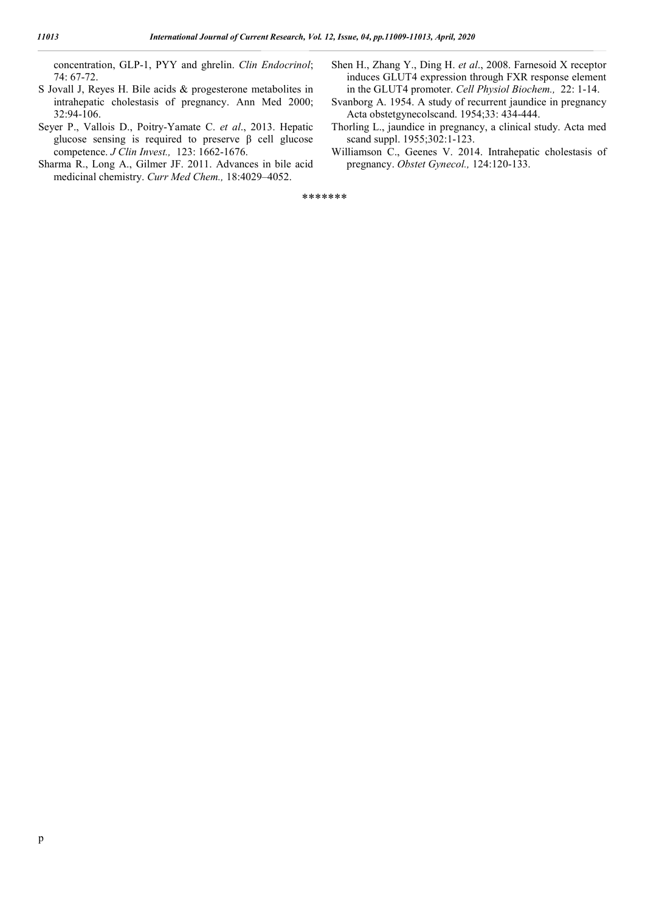concentration, GLP-1, PYY and ghrelin. *Clin Endocrinol*; 74: 67-72.

S Jovall J, Reyes H. Bile acids & progesterone metabolites in intrahepatic cholestasis of pregnancy. Ann Med 2000; 32:94-106.

Seyer P., Vallois D., Poitry-Yamate C. *et al*., 2013. Hepatic glucose sensing is required to preserve β cell glucose competence. *J Clin Invest.,* 123: 1662-1676.

Sharma R., Long A., Gilmer JF. 2011. Advances in bile acid medicinal chemistry. *Curr Med Chem.,* 18:4029–4052.

Shen H., Zhang Y., Ding H. *et al*., 2008. Farnesoid X receptor induces GLUT4 expression through FXR response element in the GLUT4 promoter. *Cell Physiol Biochem.,* 22: 1-14.

Svanborg A. 1954. A study of recurrent jaundice in pregnancy Acta obstetgynecolscand. 1954;33: 434-444.

Thorling L., jaundice in pregnancy, a clinical study. Acta med scand suppl. 1955;302:1-123.

Williamson C., Geenes V. 2014. Intrahepatic cholestasis of pregnancy. *Obstet Gynecol.,* 124:120-133.

*******

p